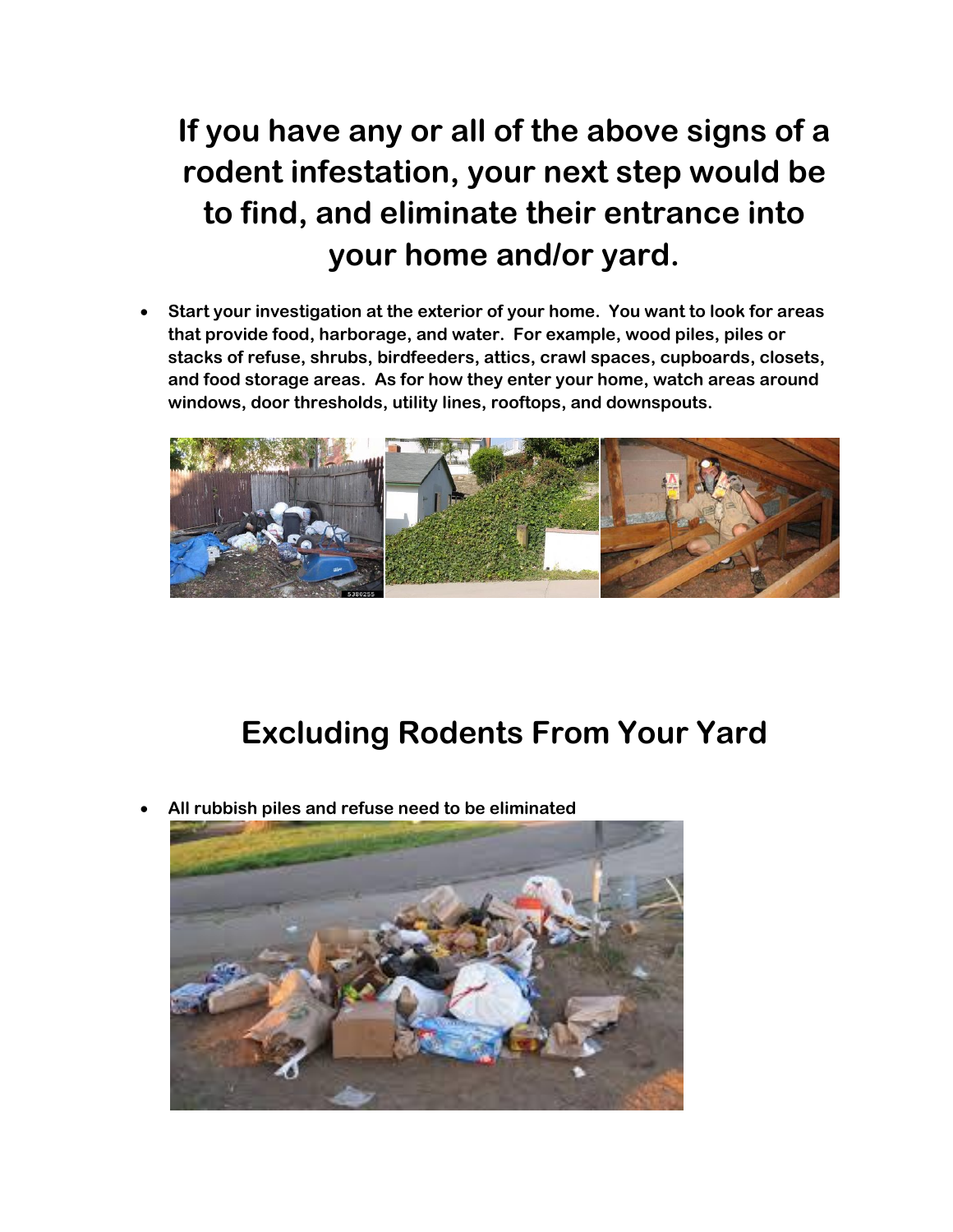# If you have any or all of the above signs of a rodent infestation, your next step would be to find, and eliminate their entrance into your home and/or yard.

- **Start your investigation at the exterior of your home. You want to look for areas that provide food, harborage, and water. For example, wood piles, piles or stacks of refuse, shrubs, birdfeeders, attics, crawl spaces, cupboards, closets, and food storage areas. As for how they enter your home, watch areas around windows, door thresholds, utility lines, rooftops, and downspouts.**

# Excluding Rodents From Your Yard

- **All rubbish piles and refuse need to be eliminated**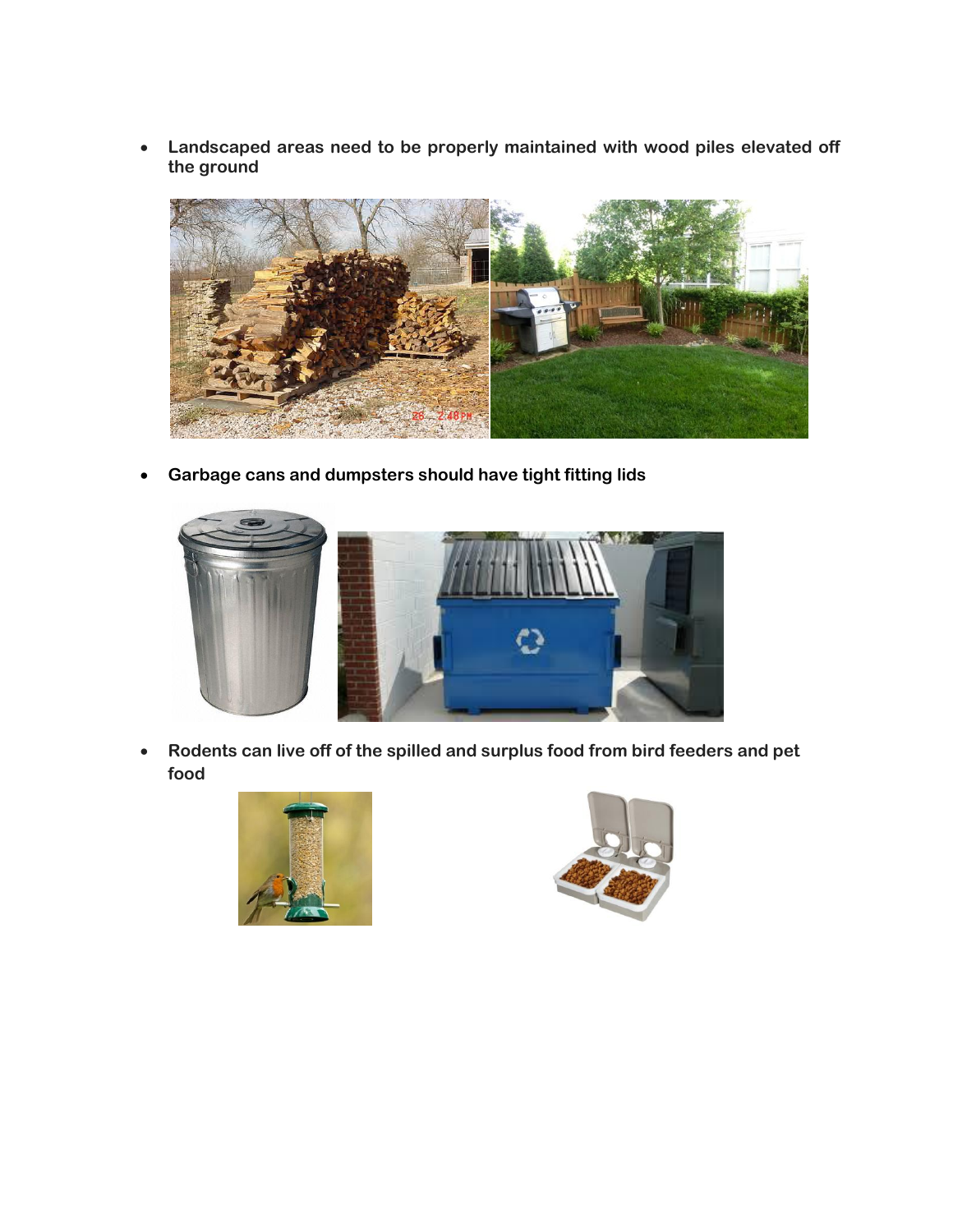- **Landscaped areas need to be properly maintained with wood piles elevated off the ground**

- **Garbage cans and dumpsters should have tight fitting lids**

- **Rodents can live off of the spilled and surplus food from bird feeders and pet food**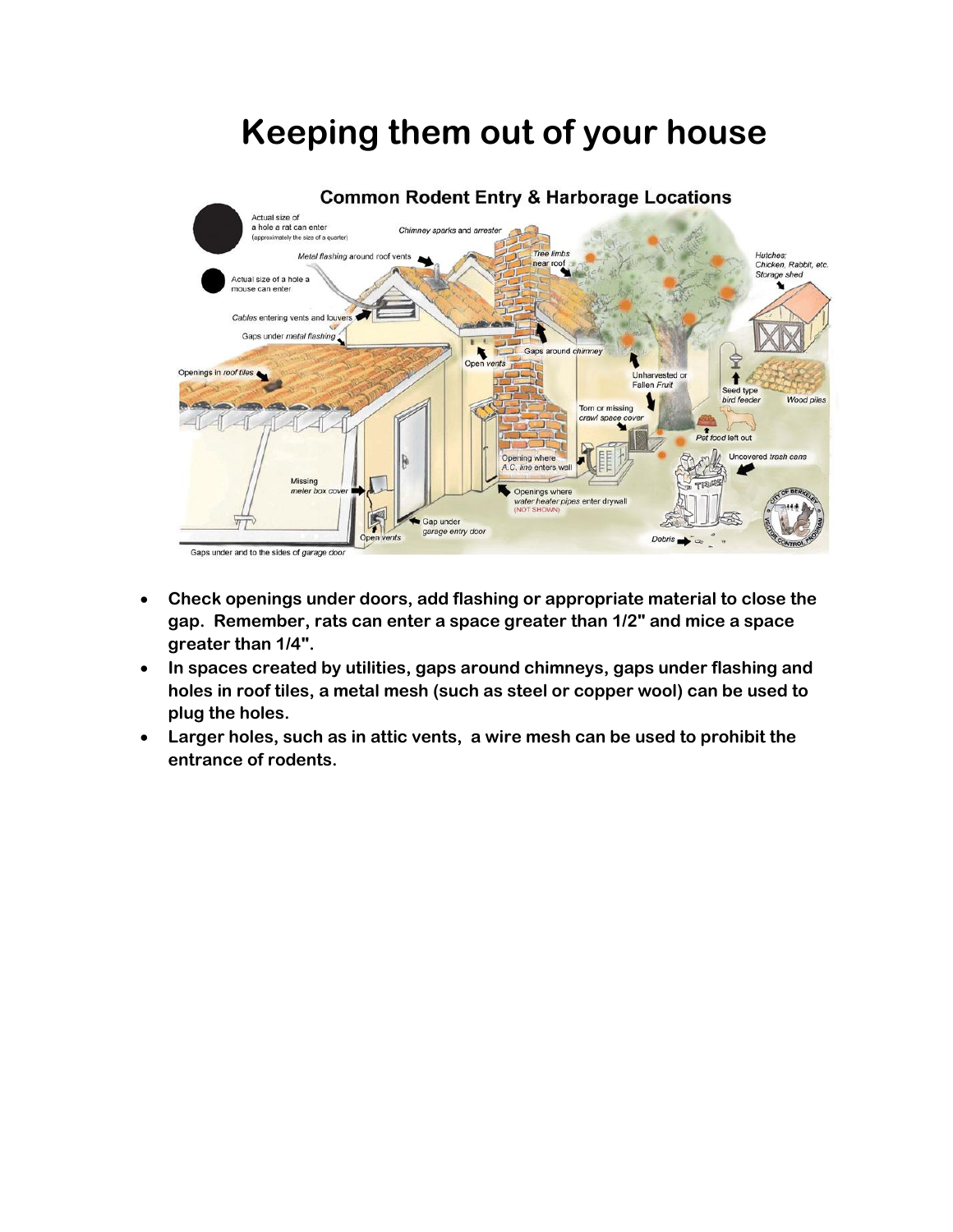# Keeping them out of your house

Common Rodent Entry & Harborage Locations

Actual size of a hole a rat can enter (approximately the size of a quarter)

Actual size of a hole a mouse can enter

Chimney sparks and arrester

Metal flashing around roof vents

Tree limbs near roof

Hutches: Chicken, Rabbit, etc. Storage shed

Cables entering vents and louvers

Gaps under metal flashing

Open vents

Gaps around chimney

Openings in roof tiles

Unharvested or Fallen Fruit

Seed type bird feeder

Wood piles

Torn or missing crawl space cover

Pet food left out

Opening where A.C. line enters wall

Uncovered trash cans

Missing meter box cover

Openings where water heater pipes enter drywall (NOT SHOWN)

Gap under garage entry door

Open vents

Debris

Gaps under and to the sides of garage door

- **Check openings under doors, add flashing or appropriate material to close the gap. Remember, rats can enter a space greater than 1/2" and mice a space greater than 1/4".**
- **In spaces created by utilities, gaps around chimneys, gaps under flashing and holes in roof tiles, a metal mesh (such as steel or copper wool) can be used to plug the holes.**
- **Larger holes, such as in attic vents, a wire mesh can be used to prohibit the entrance of rodents.**